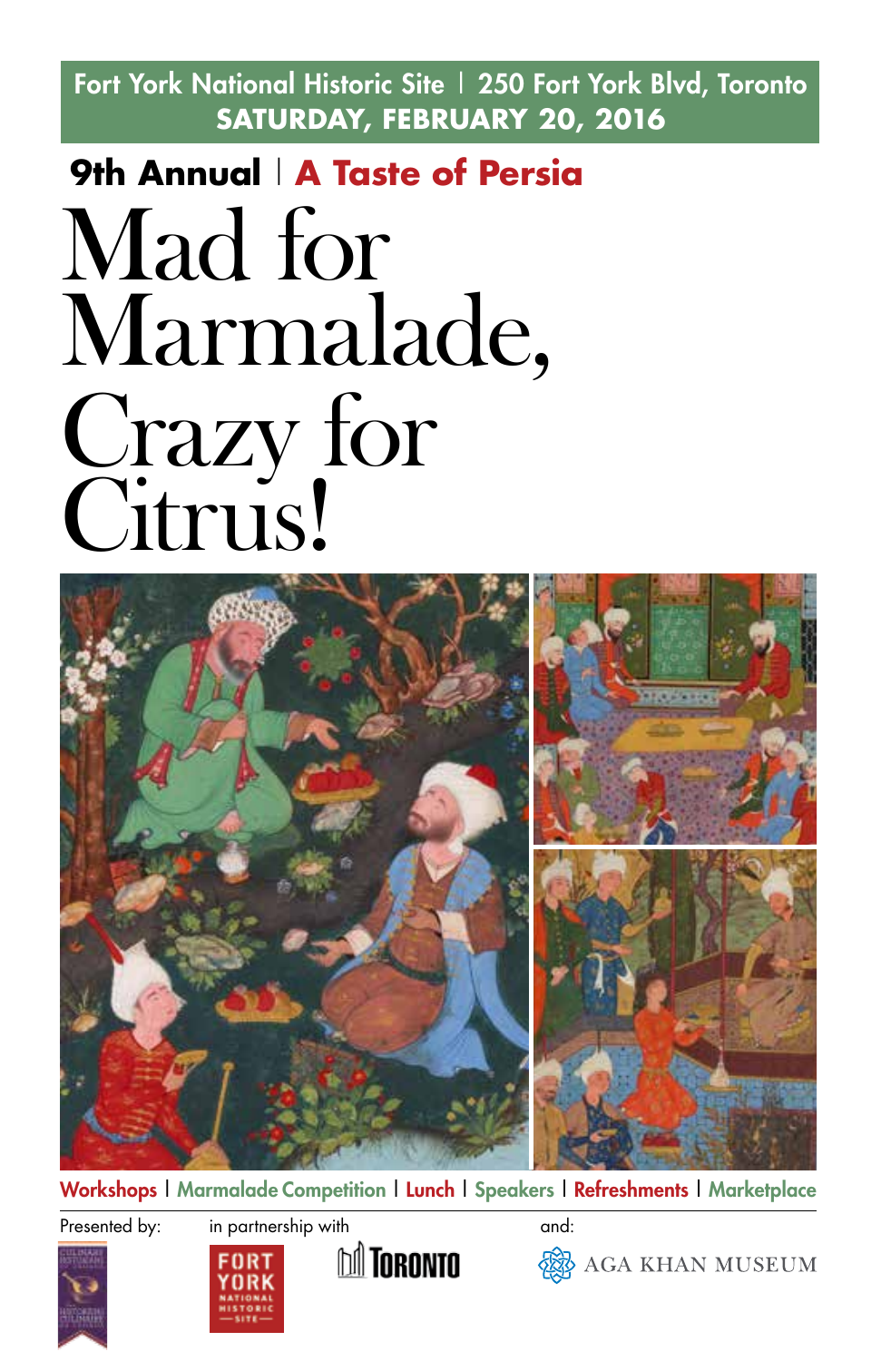Fort York National Historic Site | 250 Fort York Blvd, Toronto
**SATURDAY, FEBRUARY 20, 2016**

## 9th Annual | A Taste of Persia

# Mad for Marmalade, Crazy for Citrus!

Workshops | Marmalade Competition | Lunch | Speakers | Refreshments | Marketplace

Presented by: in partnership with and:

FORT YORK NATIONAL HISTORIC SITE

TORONTO

AGA KHAN MUSEUM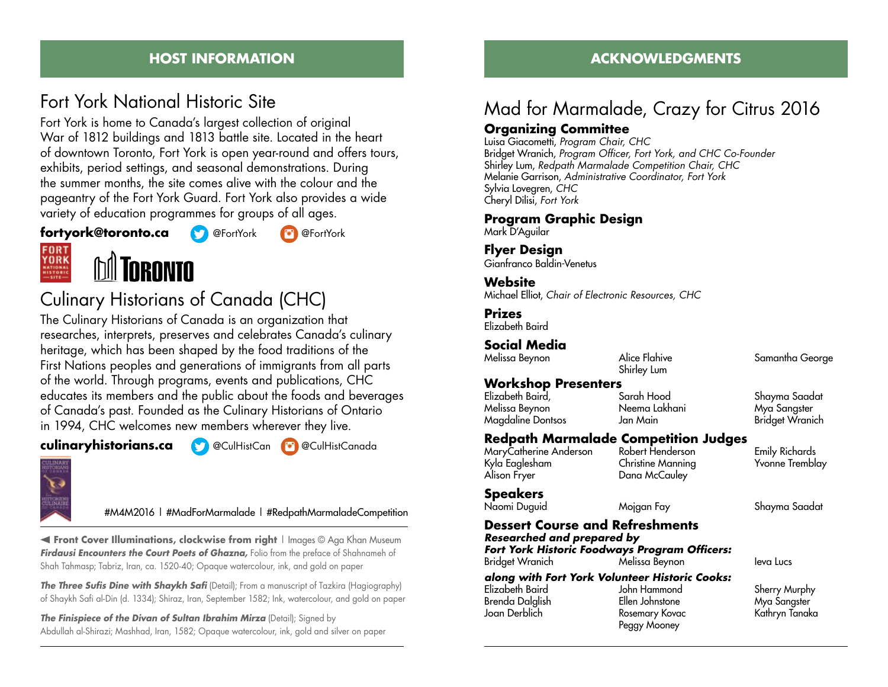## HOST INFORMATION

### Fort York National Historic Site

Fort York is home to Canada's largest collection of original War of 1812 buildings and 1813 battle site. Located in the heart of downtown Toronto, Fort York is open year-round and offers tours, exhibits, period settings, and seasonal demonstrations. During the summer months, the site comes alive with the colour and the pageantry of the Fort York Guard. Fort York also provides a wide variety of education programmes for groups of all ages.

**fortyork@toronto.ca** @FortYork @FortYork

### Culinary Historians of Canada (CHC)

The Culinary Historians of Canada is an organization that researches, interprets, preserves and celebrates Canada's culinary heritage, which has been shaped by the food traditions of the First Nations peoples and generations of immigrants from all parts of the world. Through programs, events and publications, CHC educates its members and the public about the foods and beverages of Canada's past. Founded as the Culinary Historians of Ontario in 1994, CHC welcomes new members wherever they live.

**culinaryhistorians.ca** @CulHistCan @CulHistCanada

#M4M2016 | #MadForMarmalade | #RedpathMarmaladeCompetition

◀ **Front Cover Illuminations, clockwise from right** | Images © Aga Khan Museum

***Firdausi Encounters the Court Poets of Ghazna,*** Folio from the preface of Shahnameh of Shah Tahmasp; Tabriz, Iran, ca. 1520-40; Opaque watercolour, ink, and gold on paper

***The Three Sufis Dine with Shaykh Safi*** (Detail); From a manuscript of Tazkira (Hagiography) of Shaykh Safi al-Din (d. 1334); Shiraz, Iran, September 1582; Ink, watercolour, and gold on paper

***The Finispiece of the Divan of Sultan Ibrahim Mirza*** (Detail); Signed by Abdullah al-Shirazi; Mashhad, Iran, 1582; Opaque watercolour, ink, gold and silver on paper

## ACKNOWLEDGMENTS

### Mad for Marmalade, Crazy for Citrus 2016

**Organizing Committee**

Luisa Giacometti, *Program Chair, CHC*
Bridget Wranich, *Program Officer, Fort York, and CHC Co-Founder*
Shirley Lum, *Redpath Marmalade Competition Chair, CHC*
Melanie Garrison, *Administrative Coordinator, Fort York*
Sylvia Lovegren, *CHC*
Cheryl Dilisi, *Fort York*

**Program Graphic Design**

Mark D'Aguilar

**Flyer Design**

Gianfranco Baldin-Venetus

**Website**

Michael Elliot, *Chair of Electronic Resources, CHC*

**Prizes**

Elizabeth Baird

**Social Media**

Melissa Beynon, Alice Flahive, Shirley Lum, Samantha George

**Workshop Presenters**

Elizabeth Baird, Melissa Beynon, Magdaline Dontsos, Sarah Hood, Neema Lakhani, Jan Main, Shayma Saadat, Mya Sangster, Bridget Wranich

**Redpath Marmalade Competition Judges**

MaryCatherine Anderson, Kyla Eaglesham, Alison Fryer, Robert Henderson, Christine Manning, Dana McCauley, Emily Richards, Yvonne Tremblay

**Speakers**

Naomi Duguid, Mojgan Fay, Shayma Saadat

**Dessert Course and Refreshments**

***Researched and prepared by***
***Fort York Historic Foodways Program Officers:***

Bridget Wranich, Melissa Beynon, Ieva Lucs

***along with Fort York Volunteer Historic Cooks:***

Elizabeth Baird, Brenda Dalglish, Joan Derblich, John Hammond, Ellen Johnstone, Rosemary Kovac, Peggy Mooney, Sherry Murphy, Mya Sangster, Kathryn Tanaka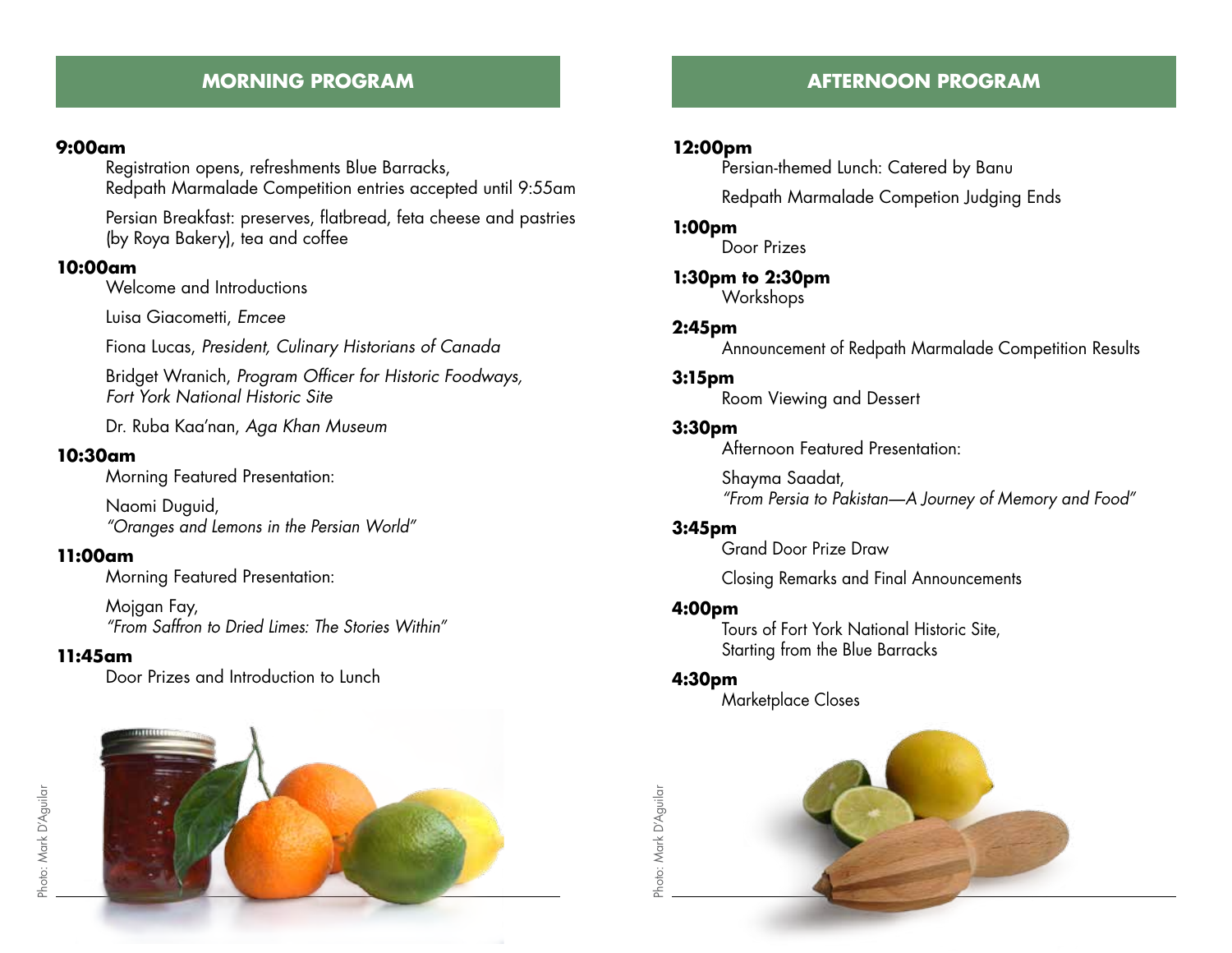## MORNING PROGRAM

**9:00am**

Registration opens, refreshments Blue Barracks,
Redpath Marmalade Competition entries accepted until 9:55am

Persian Breakfast: preserves, flatbread, feta cheese and pastries (by Roya Bakery), tea and coffee

**10:00am**

Welcome and Introductions

Luisa Giacometti, *Emcee*

Fiona Lucas, *President, Culinary Historians of Canada*

Bridget Wranich, *Program Officer for Historic Foodways, Fort York National Historic Site*

Dr. Ruba Kaa'nan, *Aga Khan Museum*

**10:30am**

Morning Featured Presentation:

Naomi Duguid,
*"Oranges and Lemons in the Persian World"*

**11:00am**

Morning Featured Presentation:

Mojgan Fay,
*"From Saffron to Dried Limes: The Stories Within"*

**11:45am**

Door Prizes and Introduction to Lunch

Photo: Mark D'Aguilar

## AFTERNOON PROGRAM

**12:00pm**

Persian-themed Lunch: Catered by Banu

Redpath Marmalade Competion Judging Ends

**1:00pm**

Door Prizes

**1:30pm to 2:30pm**

Workshops

**2:45pm**

Announcement of Redpath Marmalade Competition Results

**3:15pm**

Room Viewing and Dessert

**3:30pm**

Afternoon Featured Presentation:

Shayma Saadat,
*"From Persia to Pakistan—A Journey of Memory and Food"*

**3:45pm**

Grand Door Prize Draw

Closing Remarks and Final Announcements

**4:00pm**

Tours of Fort York National Historic Site,
Starting from the Blue Barracks

**4:30pm**

Marketplace Closes

Photo: Mark D'Aguilar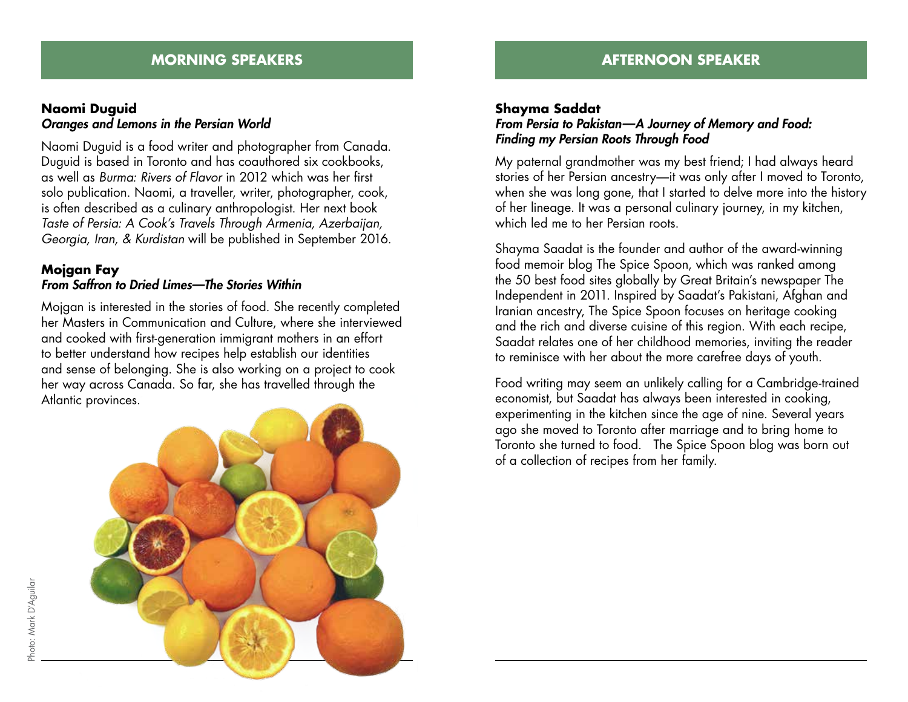## MORNING SPEAKERS

**Naomi Duguid**
***Oranges and Lemons in the Persian World***

Naomi Duguid is a food writer and photographer from Canada. Duguid is based in Toronto and has coauthored six cookbooks, as well as *Burma: Rivers of Flavor* in 2012 which was her first solo publication. Naomi, a traveller, writer, photographer, cook, is often described as a culinary anthropologist. Her next book *Taste of Persia: A Cook's Travels Through Armenia, Azerbaijan, Georgia, Iran, & Kurdistan* will be published in September 2016.

**Mojgan Fay**
***From Saffron to Dried Limes—The Stories Within***

Mojgan is interested in the stories of food. She recently completed her Masters in Communication and Culture, where she interviewed and cooked with first-generation immigrant mothers in an effort to better understand how recipes help establish our identities and sense of belonging. She is also working on a project to cook her way across Canada. So far, she has travelled through the Atlantic provinces.

Photo: Mark D'Aguilar

## AFTERNOON SPEAKER

**Shayma Saddat**
***From Persia to Pakistan—A Journey of Memory and Food: Finding my Persian Roots Through Food***

My paternal grandmother was my best friend; I had always heard stories of her Persian ancestry—it was only after I moved to Toronto, when she was long gone, that I started to delve more into the history of her lineage. It was a personal culinary journey, in my kitchen, which led me to her Persian roots.

Shayma Saadat is the founder and author of the award-winning food memoir blog The Spice Spoon, which was ranked among the 50 best food sites globally by Great Britain's newspaper The Independent in 2011. Inspired by Saadat's Pakistani, Afghan and Iranian ancestry, The Spice Spoon focuses on heritage cooking and the rich and diverse cuisine of this region. With each recipe, Saadat relates one of her childhood memories, inviting the reader to reminisce with her about the more carefree days of youth.

Food writing may seem an unlikely calling for a Cambridge-trained economist, but Saadat has always been interested in cooking, experimenting in the kitchen since the age of nine. Several years ago she moved to Toronto after marriage and to bring home to Toronto she turned to food. The Spice Spoon blog was born out of a collection of recipes from her family.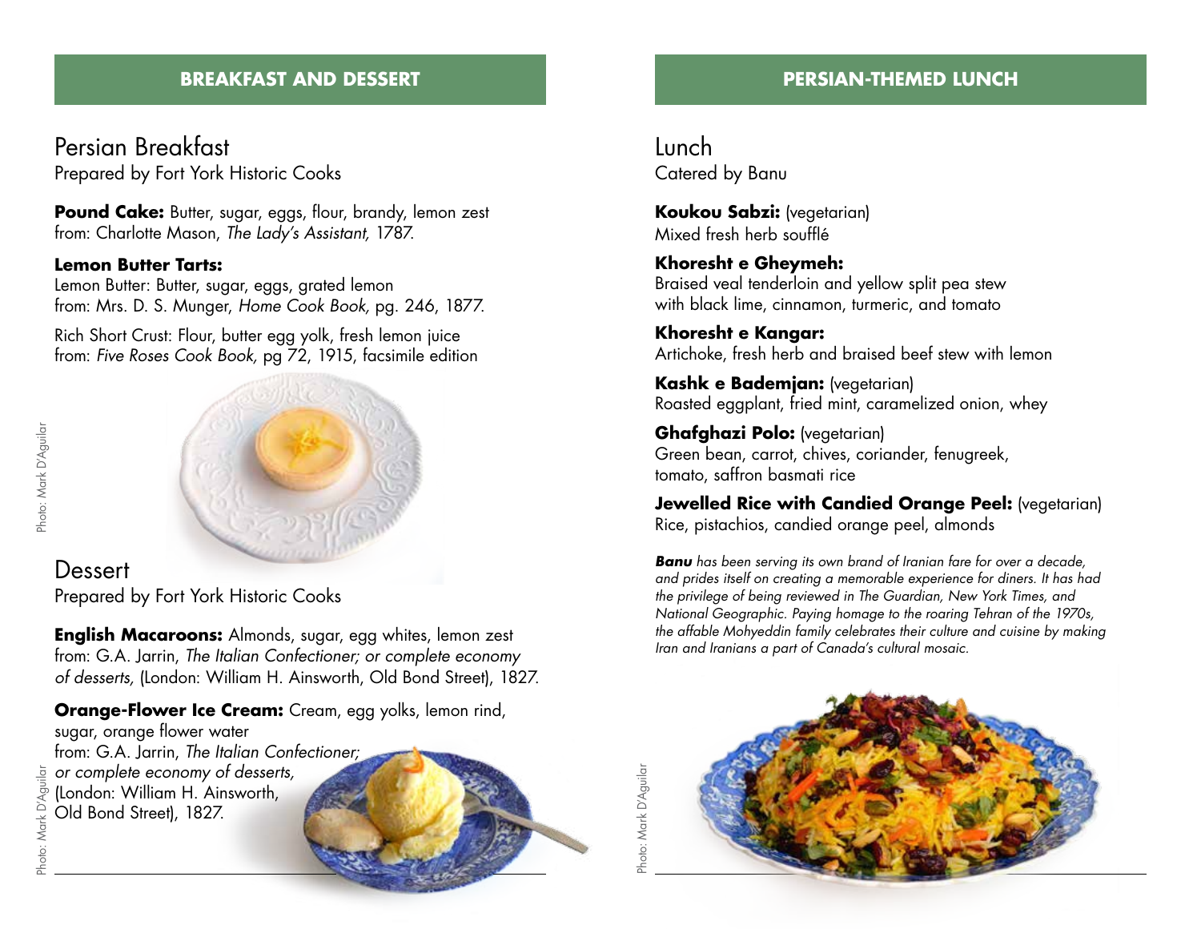## BREAKFAST AND DESSERT

### Persian Breakfast

Prepared by Fort York Historic Cooks

**Pound Cake:** Butter, sugar, eggs, flour, brandy, lemon zest
from: Charlotte Mason, *The Lady's Assistant,* 1787.

**Lemon Butter Tarts:**
Lemon Butter: Butter, sugar, eggs, grated lemon
from: Mrs. D. S. Munger, *Home Cook Book,* pg. 246, 1877.

Rich Short Crust: Flour, butter egg yolk, fresh lemon juice
from: *Five Roses Cook Book,* pg 72, 1915, facsimile edition

Photo: Mark D'Aguilar

### Dessert

Prepared by Fort York Historic Cooks

**English Macaroons:** Almonds, sugar, egg whites, lemon zest
from: G.A. Jarrin, *The Italian Confectioner; or complete economy of desserts,* (London: William H. Ainsworth, Old Bond Street), 1827.

**Orange-Flower Ice Cream:** Cream, egg yolks, lemon rind, sugar, orange flower water
from: G.A. Jarrin, *The Italian Confectioner; or complete economy of desserts,* (London: William H. Ainsworth, Old Bond Street), 1827.

Photo: Mark D'Aguilar

## PERSIAN-THEMED LUNCH

### Lunch

Catered by Banu

**Koukou Sabzi:** (vegetarian)
Mixed fresh herb soufflé

**Khoresht e Gheymeh:**
Braised veal tenderloin and yellow split pea stew with black lime, cinnamon, turmeric, and tomato

**Khoresht e Kangar:**
Artichoke, fresh herb and braised beef stew with lemon

**Kashk e Bademjan:** (vegetarian)
Roasted eggplant, fried mint, caramelized onion, whey

**Ghafghazi Polo:** (vegetarian)
Green bean, carrot, chives, coriander, fenugreek, tomato, saffron basmati rice

**Jewelled Rice with Candied Orange Peel:** (vegetarian)
Rice, pistachios, candied orange peel, almonds

***Banu*** *has been serving its own brand of Iranian fare for over a decade, and prides itself on creating a memorable experience for diners. It has had the privilege of being reviewed in The Guardian, New York Times, and National Geographic. Paying homage to the roaring Tehran of the 1970s, the affable Mohyeddin family celebrates their culture and cuisine by making Iran and Iranians a part of Canada's cultural mosaic.*

Photo: Mark D'Aguilar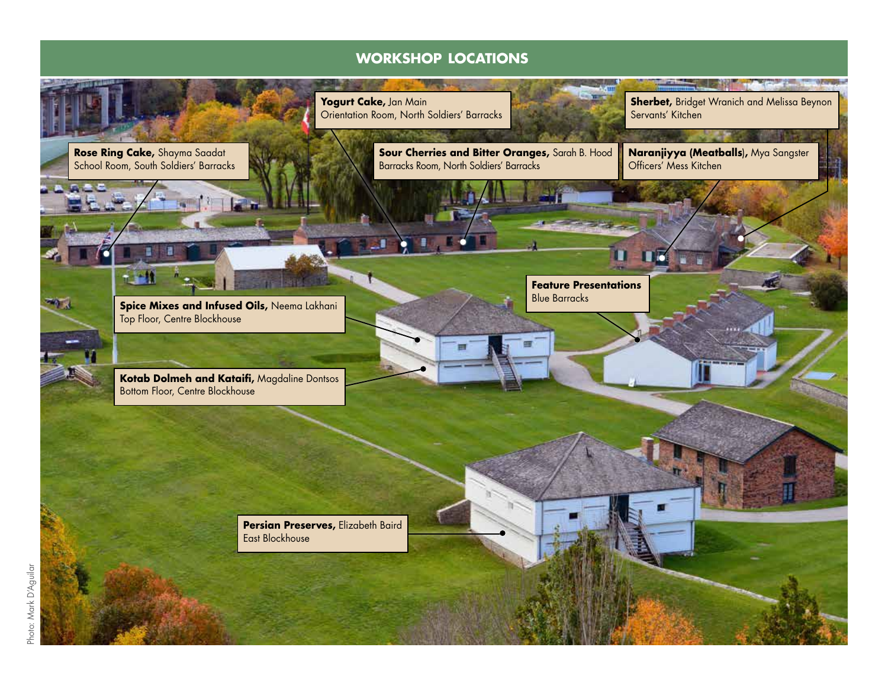## WORKSHOP LOCATIONS

**Yogurt Cake,** Jan Main
Orientation Room, North Soldiers' Barracks

**Sherbet,** Bridget Wranich and Melissa Beynon
Servants' Kitchen

**Rose Ring Cake,** Shayma Saadat
School Room, South Soldiers' Barracks

**Sour Cherries and Bitter Oranges,** Sarah B. Hood
Barracks Room, North Soldiers' Barracks

**Naranjiyya (Meatballs),** Mya Sangster
Officers' Mess Kitchen

**Feature Presentations**
Blue Barracks

**Spice Mixes and Infused Oils,** Neema Lakhani
Top Floor, Centre Blockhouse

**Kotab Dolmeh and Kataifi,** Magdaline Dontsos
Bottom Floor, Centre Blockhouse

**Persian Preserves,** Elizabeth Baird
East Blockhouse

Photo: Mark D'Aguilar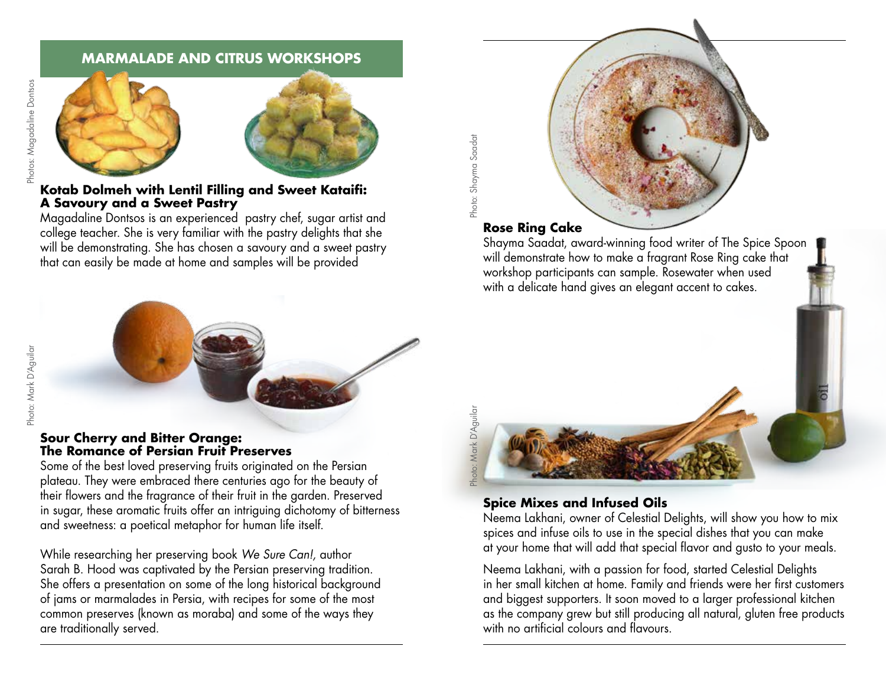## MARMALADE AND CITRUS WORKSHOPS

Photos: Magadaline Dontsos

### Kotab Dolmeh with Lentil Filling and Sweet Kataifi: A Savoury and a Sweet Pastry

Magadaline Dontsos is an experienced pastry chef, sugar artist and college teacher. She is very familiar with the pastry delights that she will be demonstrating. She has chosen a savoury and a sweet pastry that can easily be made at home and samples will be provided

Photo: Mark D'Aguilar

### Sour Cherry and Bitter Orange: The Romance of Persian Fruit Preserves

Some of the best loved preserving fruits originated on the Persian plateau. They were embraced there centuries ago for the beauty of their flowers and the fragrance of their fruit in the garden. Preserved in sugar, these aromatic fruits offer an intriguing dichotomy of bitterness and sweetness: a poetical metaphor for human life itself.

While researching her preserving book *We Sure Can!,* author Sarah B. Hood was captivated by the Persian preserving tradition. She offers a presentation on some of the long historical background of jams or marmalades in Persia, with recipes for some of the most common preserves (known as moraba) and some of the ways they are traditionally served.

Photo: Shayma Saadat

### Rose Ring Cake

Shayma Saadat, award-winning food writer of The Spice Spoon will demonstrate how to make a fragrant Rose Ring cake that workshop participants can sample. Rosewater when used with a delicate hand gives an elegant accent to cakes.

Photo: Mark D'Aguilar

### Spice Mixes and Infused Oils

Neema Lakhani, owner of Celestial Delights, will show you how to mix spices and infuse oils to use in the special dishes that you can make at your home that will add that special flavor and gusto to your meals.

Neema Lakhani, with a passion for food, started Celestial Delights in her small kitchen at home. Family and friends were her first customers and biggest supporters. It soon moved to a larger professional kitchen as the company grew but still producing all natural, gluten free products with no artificial colours and flavours.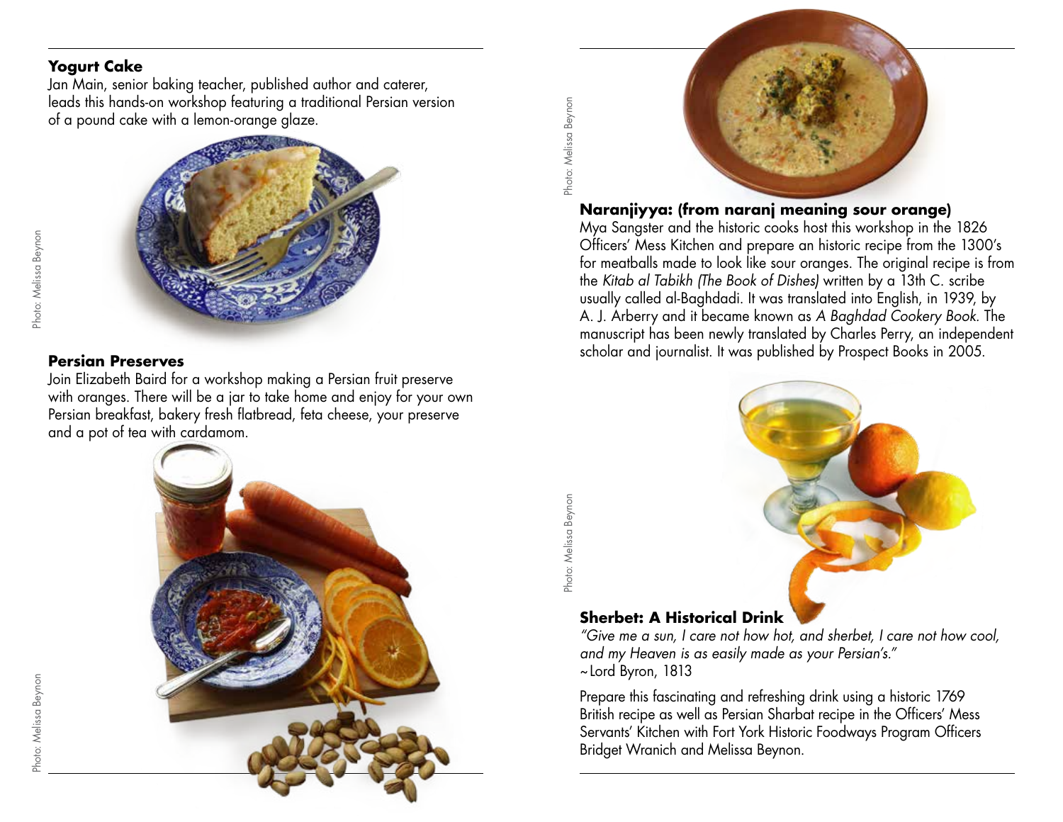### Yogurt Cake

Jan Main, senior baking teacher, published author and caterer, leads this hands-on workshop featuring a traditional Persian version of a pound cake with a lemon-orange glaze.

Photo: Melissa Beynon

### Persian Preserves

Join Elizabeth Baird for a workshop making a Persian fruit preserve with oranges. There will be a jar to take home and enjoy for your own Persian breakfast, bakery fresh flatbread, feta cheese, your preserve and a pot of tea with cardamom.

Photo: Melissa Beynon

Photo: Melissa Beynon

### Naranjiyya: (from naranj meaning sour orange)

Mya Sangster and the historic cooks host this workshop in the 1826 Officers' Mess Kitchen and prepare an historic recipe from the 1300's for meatballs made to look like sour oranges. The original recipe is from the *Kitab al Tabikh (The Book of Dishes)* written by a 13th C. scribe usually called al-Baghdadi. It was translated into English, in 1939, by A. J. Arberry and it became known as *A Baghdad Cookery Book.* The manuscript has been newly translated by Charles Perry, an independent scholar and journalist. It was published by Prospect Books in 2005.

Photo: Melissa Beynon

### Sherbet: A Historical Drink

*"Give me a sun, I care not how hot, and sherbet, I care not how cool, and my Heaven is as easily made as your Persian's."*
~ Lord Byron, 1813

Prepare this fascinating and refreshing drink using a historic 1769 British recipe as well as Persian Sharbat recipe in the Officers' Mess Servants' Kitchen with Fort York Historic Foodways Program Officers Bridget Wranich and Melissa Beynon.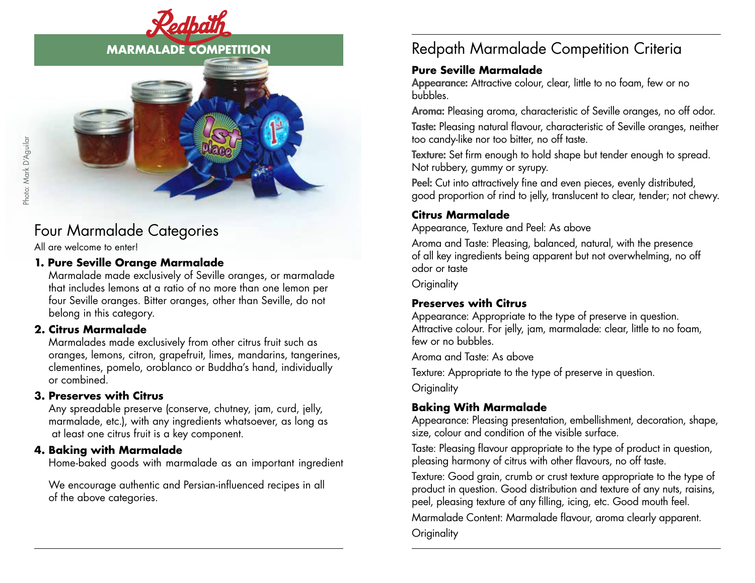Redpath

MARMALADE COMPETITION

Photo: Mark D'Aguilar

## Four Marmalade Categories

All are welcome to enter!

### 1. Pure Seville Orange Marmalade

Marmalade made exclusively of Seville oranges, or marmalade that includes lemons at a ratio of no more than one lemon per four Seville oranges. Bitter oranges, other than Seville, do not belong in this category.

### 2. Citrus Marmalade

Marmalades made exclusively from other citrus fruit such as oranges, lemons, citron, grapefruit, limes, mandarins, tangerines, clementines, pomelo, oroblanco or Buddha's hand, individually or combined.

### 3. Preserves with Citrus

Any spreadable preserve (conserve, chutney, jam, curd, jelly, marmalade, etc.), with any ingredients whatsoever, as long as at least one citrus fruit is a key component.

### 4. Baking with Marmalade

Home-baked goods with marmalade as an important ingredient

We encourage authentic and Persian-influenced recipes in all of the above categories.

## Redpath Marmalade Competition Criteria

### Pure Seville Marmalade

**Appearance:** Attractive colour, clear, little to no foam, few or no bubbles.

**Aroma:** Pleasing aroma, characteristic of Seville oranges, no off odor.

**Taste:** Pleasing natural flavour, characteristic of Seville oranges, neither too candy-like nor too bitter, no off taste.

**Texture:** Set firm enough to hold shape but tender enough to spread. Not rubbery, gummy or syrupy.

**Peel:** Cut into attractively fine and even pieces, evenly distributed, good proportion of rind to jelly, translucent to clear, tender; not chewy.

### Citrus Marmalade

Appearance, Texture and Peel: As above

Aroma and Taste: Pleasing, balanced, natural, with the presence of all key ingredients being apparent but not overwhelming, no off odor or taste

Originality

### Preserves with Citrus

Appearance: Appropriate to the type of preserve in question. Attractive colour. For jelly, jam, marmalade: clear, little to no foam, few or no bubbles.

Aroma and Taste: As above

Texture: Appropriate to the type of preserve in question.

Originality

### Baking With Marmalade

Appearance: Pleasing presentation, embellishment, decoration, shape, size, colour and condition of the visible surface.

Taste: Pleasing flavour appropriate to the type of product in question, pleasing harmony of citrus with other flavours, no off taste.

Texture: Good grain, crumb or crust texture appropriate to the type of product in question. Good distribution and texture of any nuts, raisins, peel, pleasing texture of any filling, icing, etc. Good mouth feel.

Marmalade Content: Marmalade flavour, aroma clearly apparent.

Originality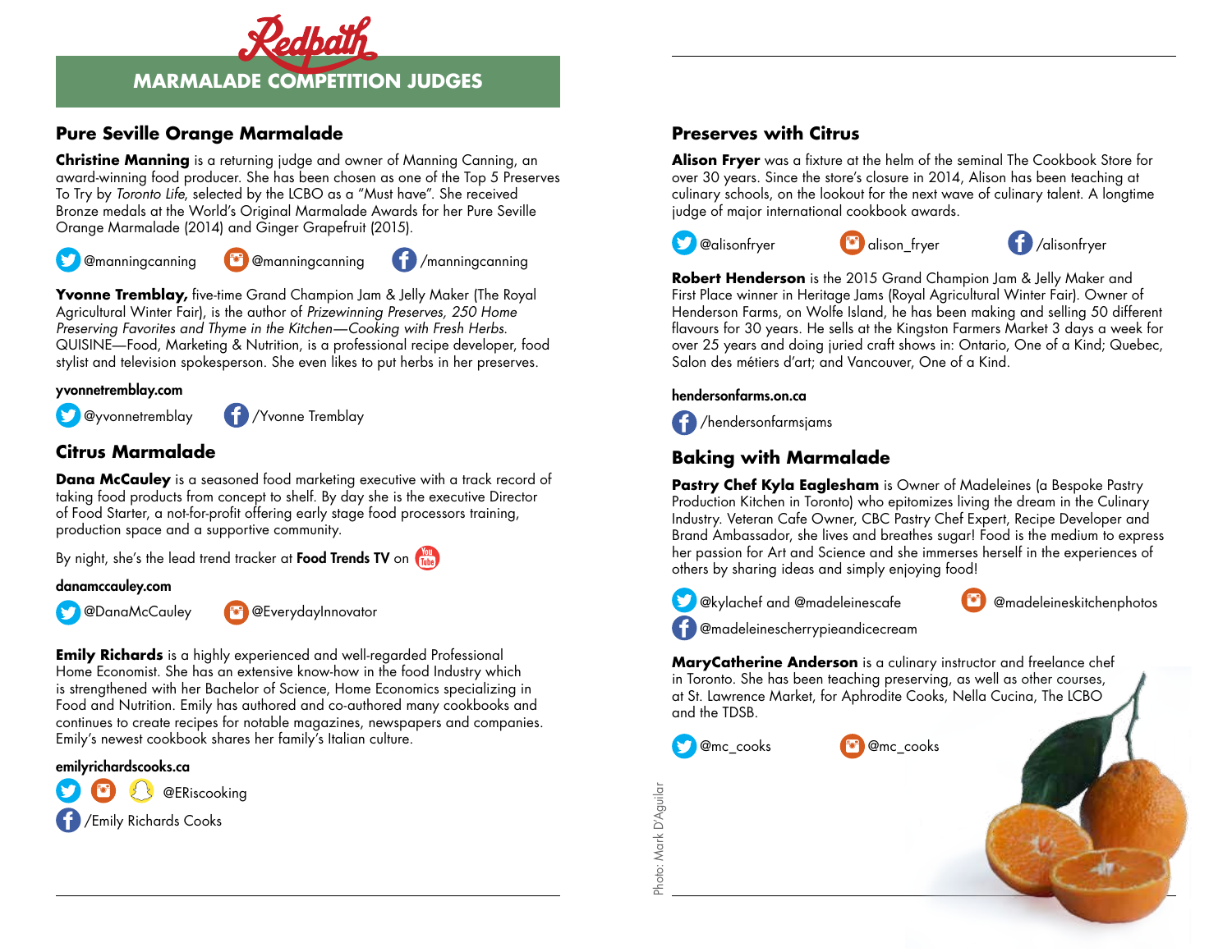Redpath

# MARMALADE COMPETITION JUDGES

## Pure Seville Orange Marmalade

**Christine Manning** is a returning judge and owner of Manning Canning, an award-winning food producer. She has been chosen as one of the Top 5 Preserves To Try by *Toronto Life*, selected by the LCBO as a "Must have". She received Bronze medals at the World's Original Marmalade Awards for her Pure Seville Orange Marmalade (2014) and Ginger Grapefruit (2015).

@manningcanning @manningcanning /manningcanning

**Yvonne Tremblay,** five-time Grand Champion Jam & Jelly Maker (The Royal Agricultural Winter Fair), is the author of *Prizewinning Preserves, 250 Home Preserving Favorites and Thyme in the Kitchen—Cooking with Fresh Herbs.* QUISINE—Food, Marketing & Nutrition, is a professional recipe developer, food stylist and television spokesperson. She even likes to put herbs in her preserves.

**yvonnetremblay.com**

@yvonnetremblay /Yvonne Tremblay

## Citrus Marmalade

**Dana McCauley** is a seasoned food marketing executive with a track record of taking food products from concept to shelf. By day she is the executive Director of Food Starter, a not-for-profit offering early stage food processors training, production space and a supportive community.

By night, she's the lead trend tracker at **Food Trends TV** on YouTube

**danamccauley.com**

@DanaMcCauley @EverydayInnovator

**Emily Richards** is a highly experienced and well-regarded Professional Home Economist. She has an extensive know-how in the food Industry which is strengthened with her Bachelor of Science, Home Economics specializing in Food and Nutrition. Emily has authored and co-authored many cookbooks and continues to create recipes for notable magazines, newspapers and companies. Emily's newest cookbook shares her family's Italian culture.

**emilyrichardscooks.ca**

@ERiscooking

/Emily Richards Cooks

## Preserves with Citrus

**Alison Fryer** was a fixture at the helm of the seminal The Cookbook Store for over 30 years. Since the store's closure in 2014, Alison has been teaching at culinary schools, on the lookout for the next wave of culinary talent. A longtime judge of major international cookbook awards.

@alisonfryer alison_fryer /alisonfryer

**Robert Henderson** is the 2015 Grand Champion Jam & Jelly Maker and First Place winner in Heritage Jams (Royal Agricultural Winter Fair). Owner of Henderson Farms, on Wolfe Island, he has been making and selling 50 different flavours for 30 years. He sells at the Kingston Farmers Market 3 days a week for over 25 years and doing juried craft shows in: Ontario, One of a Kind; Quebec, Salon des métiers d'art; and Vancouver, One of a Kind.

**hendersonfarms.on.ca**

/hendersonfarmsjams

## Baking with Marmalade

**Pastry Chef Kyla Eaglesham** is Owner of Madeleines (a Bespoke Pastry Production Kitchen in Toronto) who epitomizes living the dream in the Culinary Industry. Veteran Cafe Owner, CBC Pastry Chef Expert, Recipe Developer and Brand Ambassador, she lives and breathes sugar! Food is the medium to express her passion for Art and Science and she immerses herself in the experiences of others by sharing ideas and simply enjoying food!

@kylachef and @madeleinescafe @madeleineskitchenphotos

@madeleinescherrypieandicecream

**MaryCatherine Anderson** is a culinary instructor and freelance chef in Toronto. She has been teaching preserving, as well as other courses, at St. Lawrence Market, for Aphrodite Cooks, Nella Cucina, The LCBO and the TDSB.

@mc_cooks @mc_cooks

Photo: Mark D'Aguilar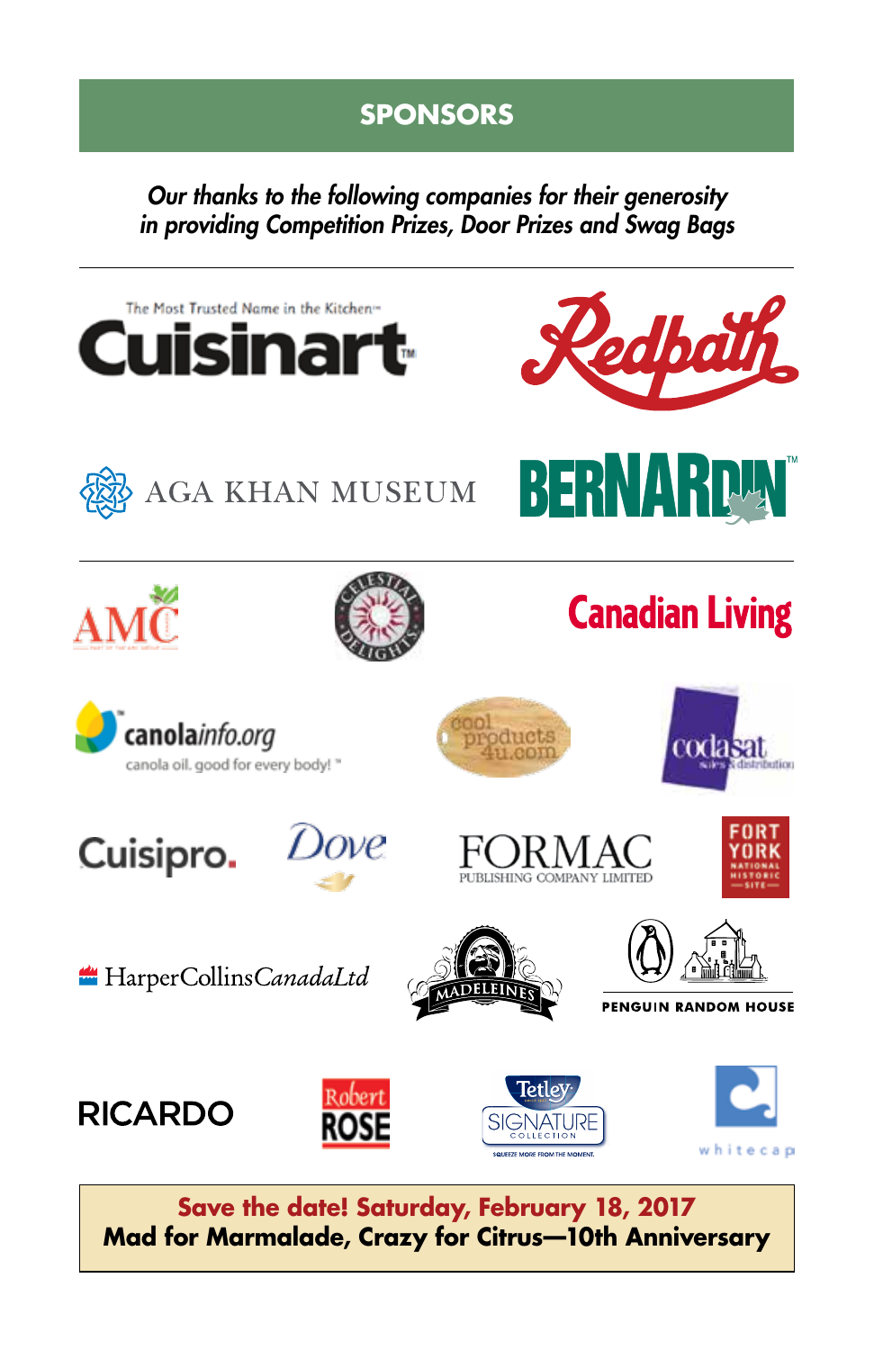## SPONSORS

*Our thanks to the following companies for their generosity in providing Competition Prizes, Door Prizes and Swag Bags*

The Most Trusted Name in the Kitchen™
Cuisinart™

Redpath

AGA KHAN MUSEUM

BERNARDIN™

AMC

Celestial Delights

Canadian Living

canolainfo.org
canola oil. good for every body!™

cool products 4u.com

codasat sales & distribution

Cuisipro.

Dove

FORMAC PUBLISHING COMPANY LIMITED

FORT YORK NATIONAL HISTORIC SITE

HarperCollinsCanadaLtd

MADELEINES

PENGUIN RANDOM HOUSE

RICARDO

Robert ROSE

Tetley SIGNATURE COLLECTION
SQUEEZE MORE FROM THE MOMENT.

whitecap

**Save the date! Saturday, February 18, 2017**
**Mad for Marmalade, Crazy for Citrus—10th Anniversary**